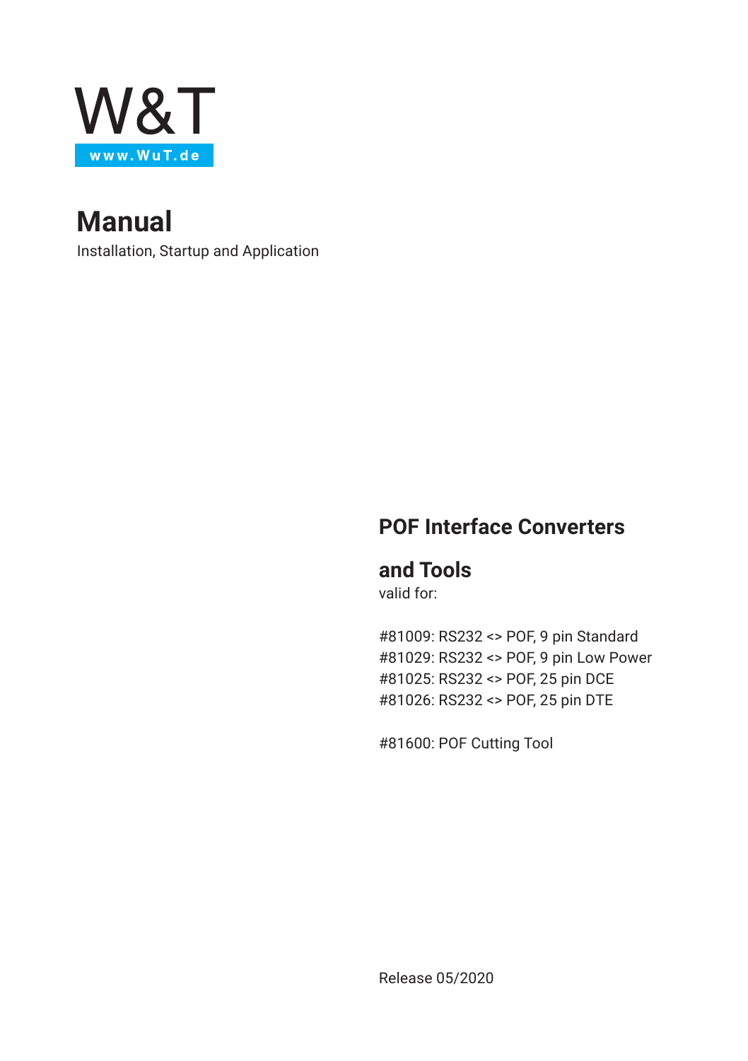W&T

www.WuT.de

# Manual

Installation, Startup and Application

## POF Interface Converters

## and Tools

valid for:

#81009: RS232 <> POF, 9 pin Standard
#81029: RS232 <> POF, 9 pin Low Power
#81025: RS232 <> POF, 25 pin DCE
#81026: RS232 <> POF, 25 pin DTE

#81600: POF Cutting Tool

Release 05/2020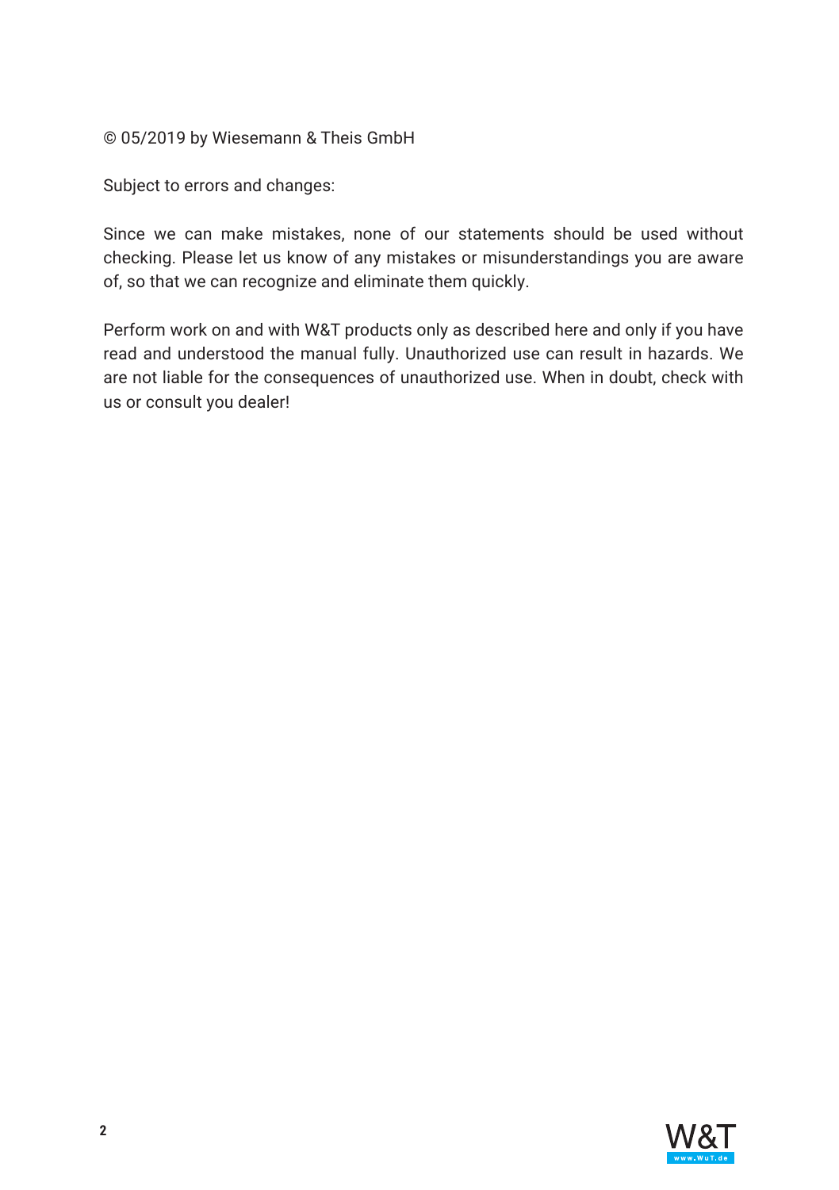© 05/2019 by Wiesemann & Theis GmbH

Subject to errors and changes:

Since we can make mistakes, none of our statements should be used without checking. Please let us know of any mistakes or misunderstandings you are aware of, so that we can recognize and eliminate them quickly.

Perform work on and with W&T products only as described here and only if you have read and understood the manual fully. Unauthorized use can result in hazards. We are not liable for the consequences of unauthorized use. When in doubt, check with us or consult you dealer!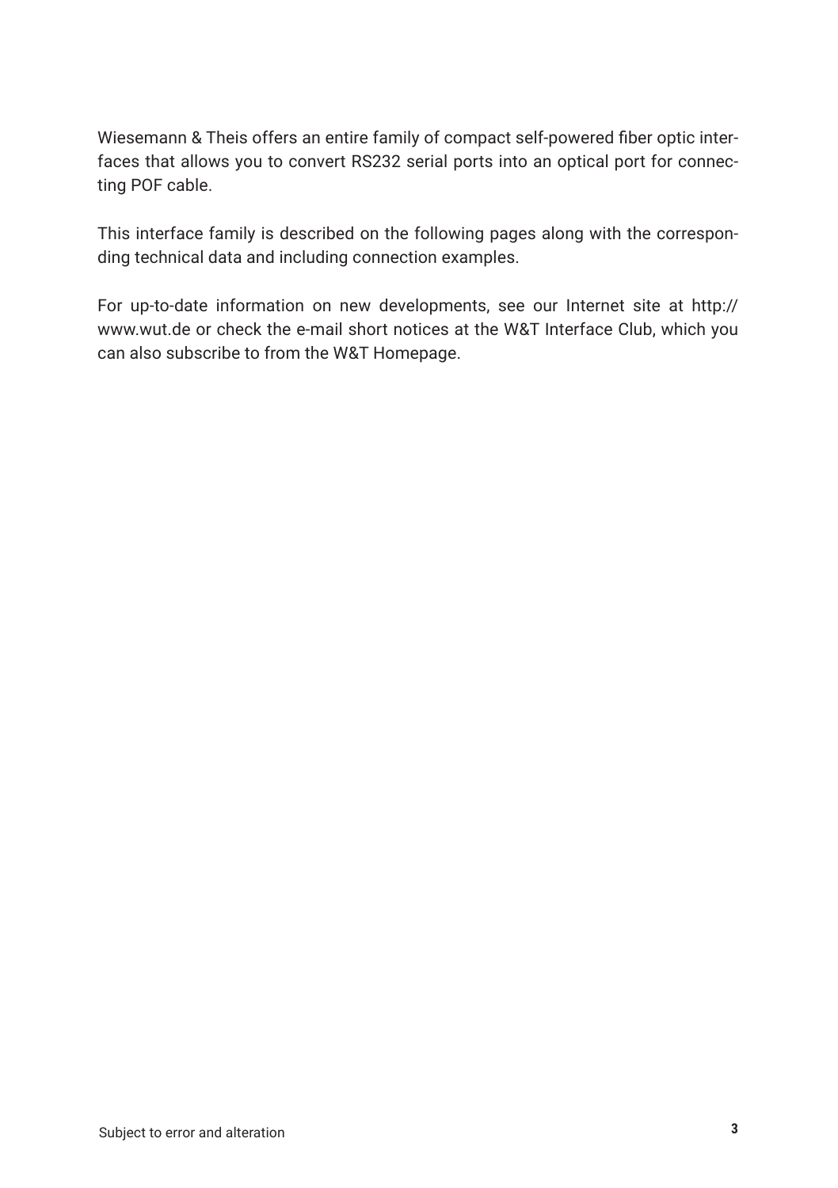Wiesemann & Theis offers an entire family of compact self-powered fiber optic interfaces that allows you to convert RS232 serial ports into an optical port for connecting POF cable.

This interface family is described on the following pages along with the corresponding technical data and including connection examples.

For up-to-date information on new developments, see our Internet site at http://www.wut.de or check the e-mail short notices at the W&T Interface Club, which you can also subscribe to from the W&T Homepage.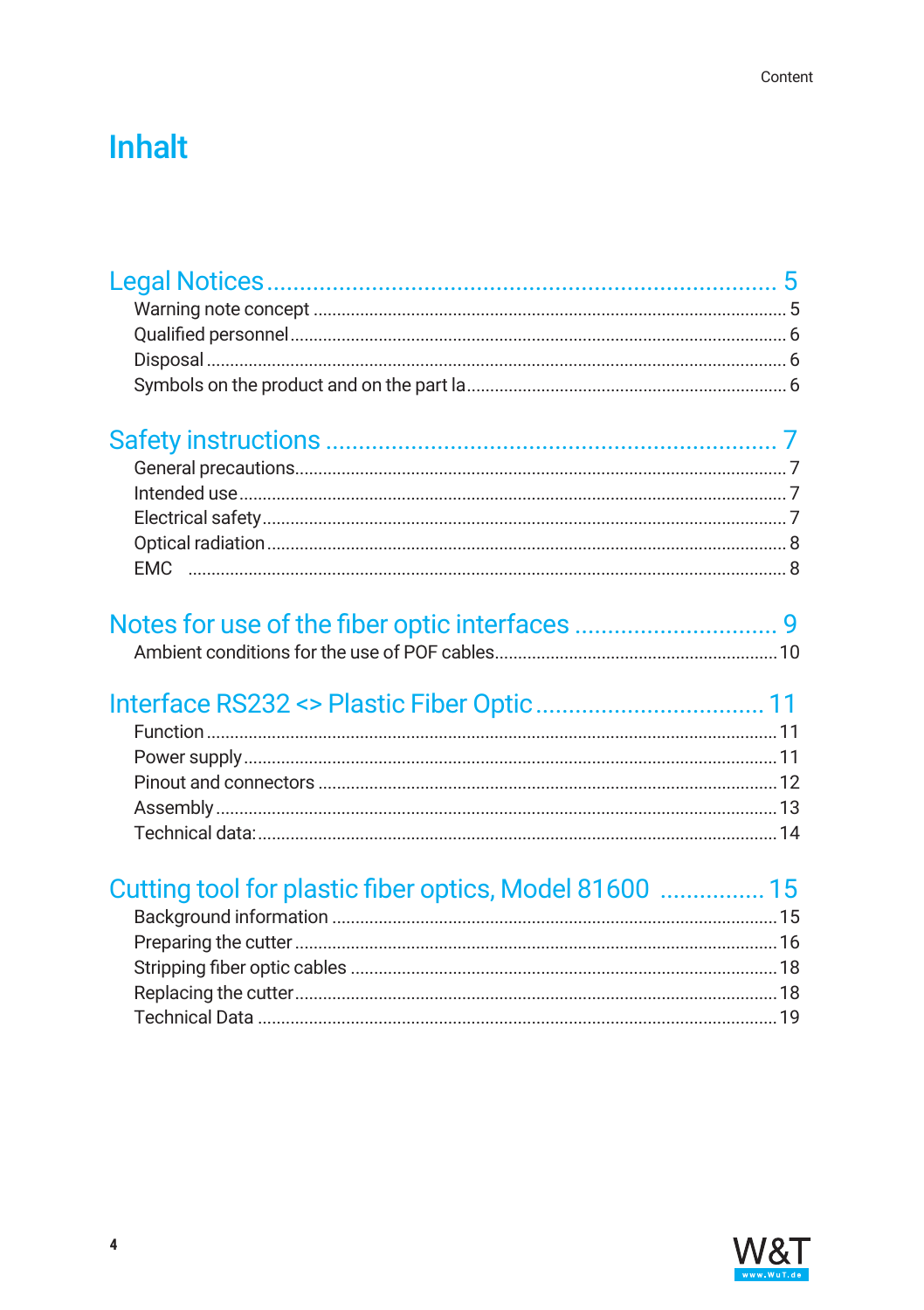# Inhalt

## Legal Notices ..... 5

- Warning note concept ..... 5
- Qualified personnel ..... 6
- Disposal ..... 6
- Symbols on the product and on the part la ..... 6

## Safety instructions ..... 7

- General precautions ..... 7
- Intended use ..... 7
- Electrical safety ..... 7
- Optical radiation ..... 8
- EMC ..... 8

## Notes for use of the fiber optic interfaces ..... 9

- Ambient conditions for the use of POF cables ..... 10

## Interface RS232 <> Plastic Fiber Optic ..... 11

- Function ..... 11
- Power supply ..... 11
- Pinout and connectors ..... 12
- Assembly ..... 13
- Technical data: ..... 14

## Cutting tool for plastic fiber optics, Model 81600 ..... 15

- Background information ..... 15
- Preparing the cutter ..... 16
- Stripping fiber optic cables ..... 18
- Replacing the cutter ..... 18
- Technical Data ..... 19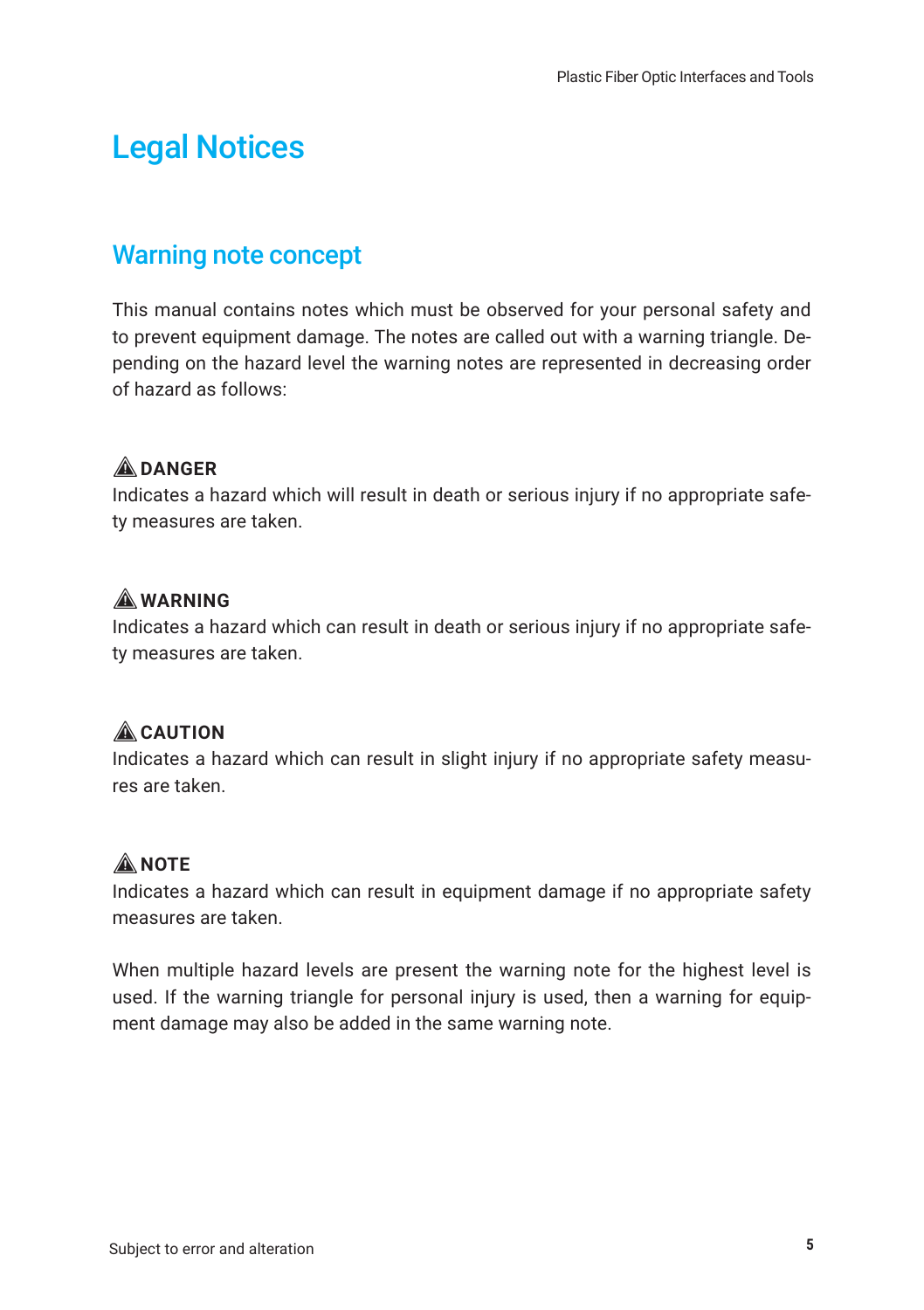# Legal Notices

## Warning note concept

This manual contains notes which must be observed for your personal safety and to prevent equipment damage. The notes are called out with a warning triangle. Depending on the hazard level the warning notes are represented in decreasing order of hazard as follows:

⚠ **DANGER**
Indicates a hazard which will result in death or serious injury if no appropriate safety measures are taken.

⚠ **WARNING**
Indicates a hazard which can result in death or serious injury if no appropriate safety measures are taken.

⚠ **CAUTION**
Indicates a hazard which can result in slight injury if no appropriate safety measures are taken.

⚠ **NOTE**
Indicates a hazard which can result in equipment damage if no appropriate safety measures are taken.

When multiple hazard levels are present the warning note for the highest level is used. If the warning triangle for personal injury is used, then a warning for equipment damage may also be added in the same warning note.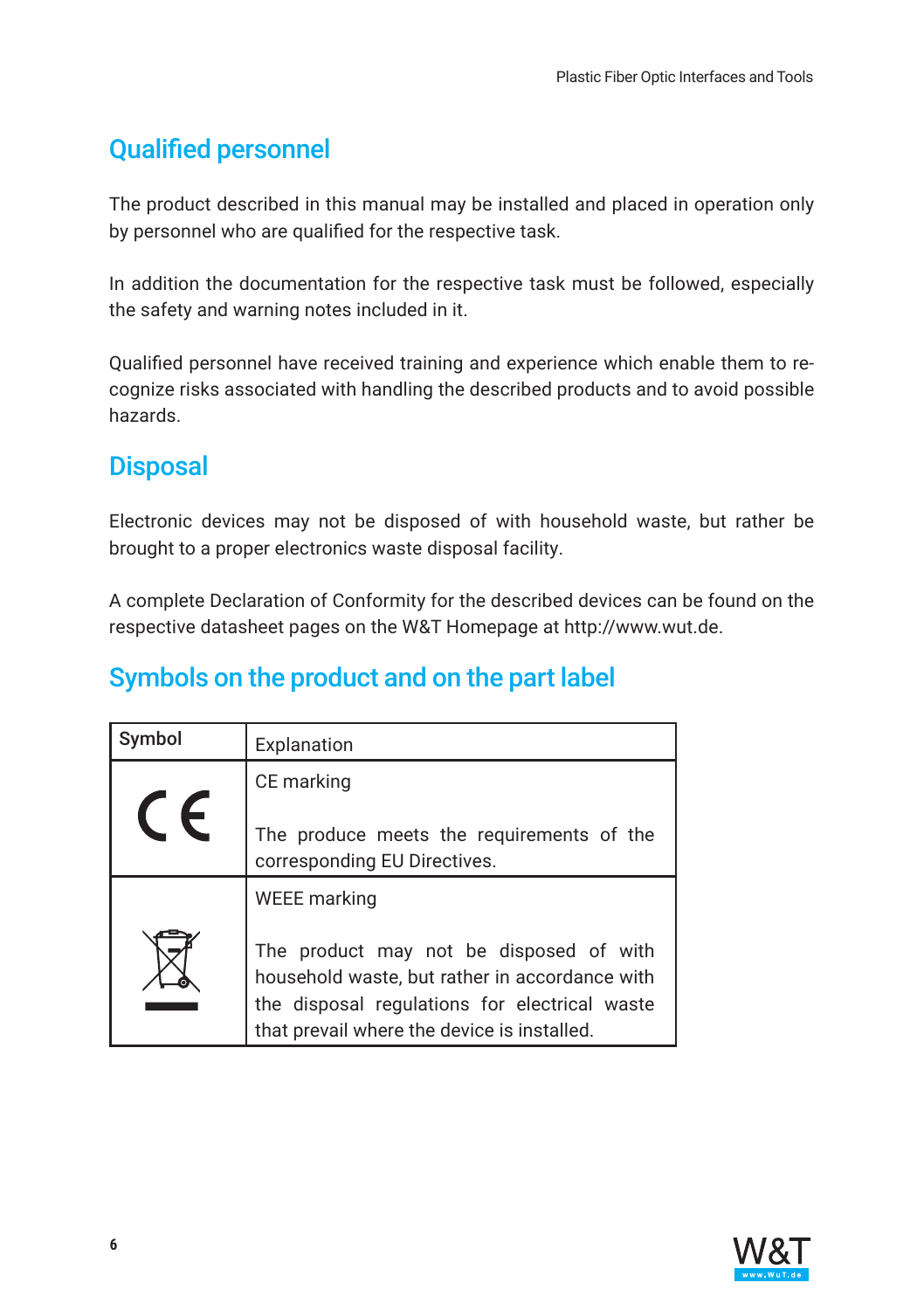## Qualified personnel

The product described in this manual may be installed and placed in operation only by personnel who are qualified for the respective task.

In addition the documentation for the respective task must be followed, especially the safety and warning notes included in it.

Qualified personnel have received training and experience which enable them to recognize risks associated with handling the described products and to avoid possible hazards.

## Disposal

Electronic devices may not be disposed of with household waste, but rather be brought to a proper electronics waste disposal facility.

A complete Declaration of Conformity for the described devices can be found on the respective datasheet pages on the W&T Homepage at http://www.wut.de.

## Symbols on the product and on the part label

| Symbol | Explanation |
|---|---|
| CE | CE marking<br><br>The produce meets the requirements of the corresponding EU Directives. |
| WEEE symbol | WEEE marking<br><br>The product may not be disposed of with household waste, but rather in accordance with the disposal regulations for electrical waste that prevail where the device is installed. |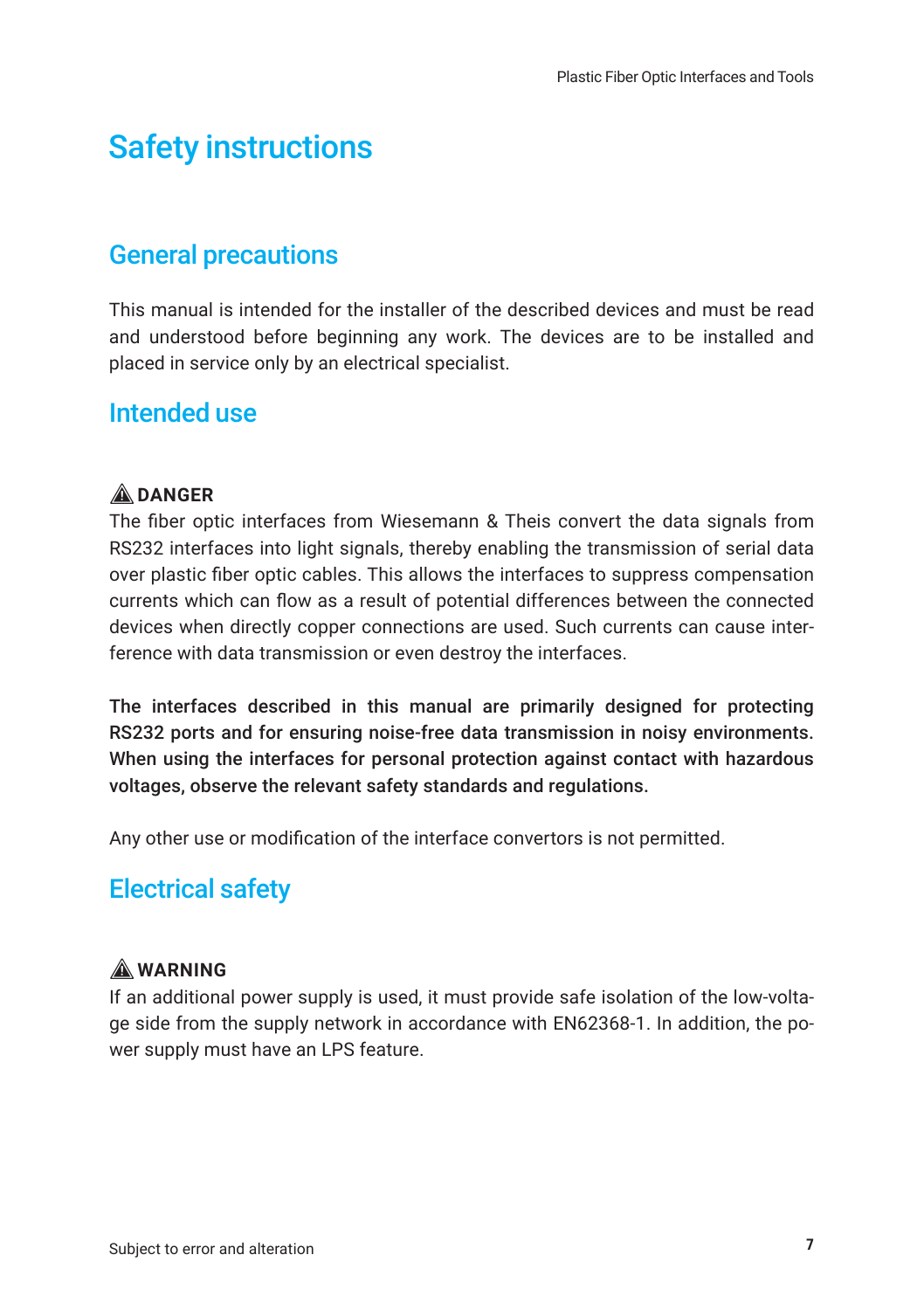# Safety instructions

## General precautions

This manual is intended for the installer of the described devices and must be read and understood before beginning any work. The devices are to be installed and placed in service only by an electrical specialist.

## Intended use

⚠ **DANGER**
The fiber optic interfaces from Wiesemann & Theis convert the data signals from RS232 interfaces into light signals, thereby enabling the transmission of serial data over plastic fiber optic cables. This allows the interfaces to suppress compensation currents which can flow as a result of potential differences between the connected devices when directly copper connections are used. Such currents can cause interference with data transmission or even destroy the interfaces.

**The interfaces described in this manual are primarily designed for protecting RS232 ports and for ensuring noise-free data transmission in noisy environments. When using the interfaces for personal protection against contact with hazardous voltages, observe the relevant safety standards and regulations.**

Any other use or modification of the interface convertors is not permitted.

## Electrical safety

⚠ **WARNING**
If an additional power supply is used, it must provide safe isolation of the low-voltage side from the supply network in accordance with EN62368-1. In addition, the power supply must have an LPS feature.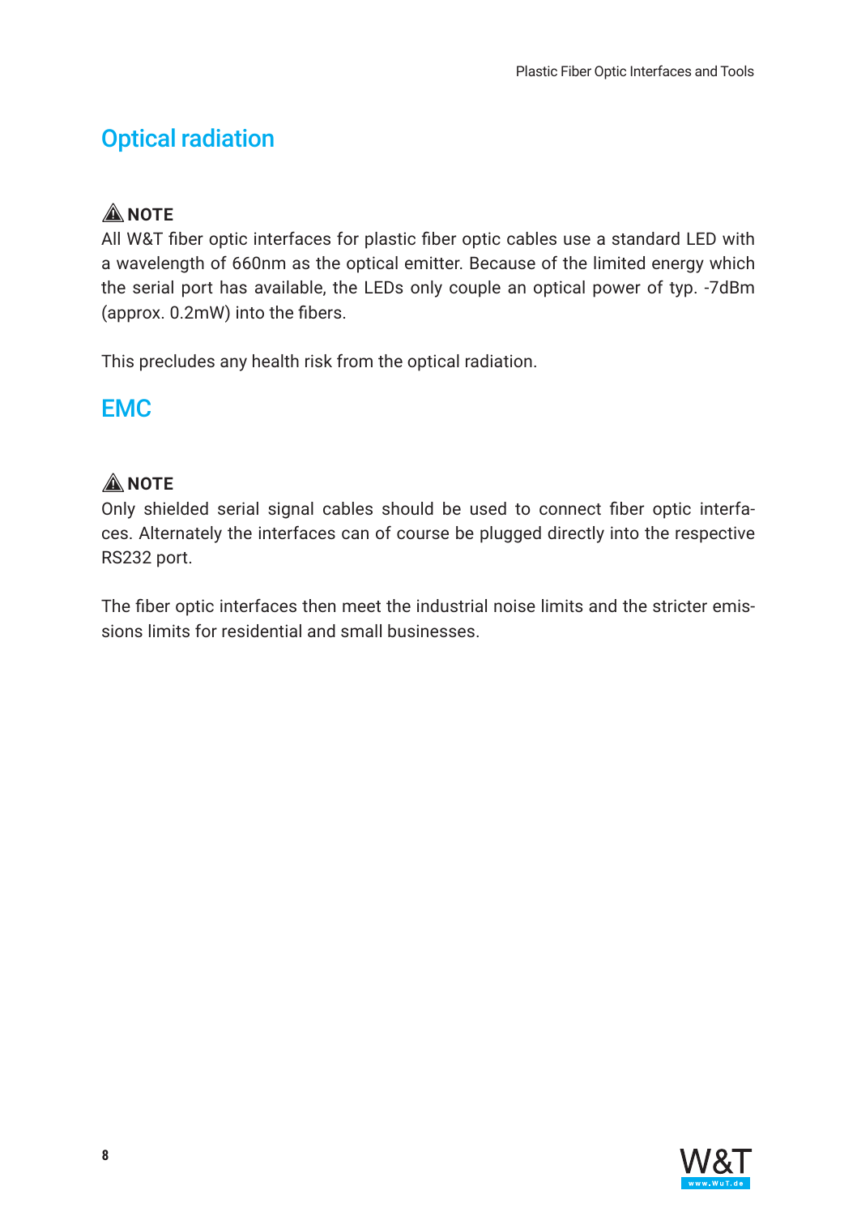## Optical radiation

⚠ **NOTE**

All W&T fiber optic interfaces for plastic fiber optic cables use a standard LED with a wavelength of 660nm as the optical emitter. Because of the limited energy which the serial port has available, the LEDs only couple an optical power of typ. -7dBm (approx. 0.2mW) into the fibers.

This precludes any health risk from the optical radiation.

## EMC

⚠ **NOTE**

Only shielded serial signal cables should be used to connect fiber optic interfaces. Alternately the interfaces can of course be plugged directly into the respective RS232 port.

The fiber optic interfaces then meet the industrial noise limits and the stricter emissions limits for residential and small businesses.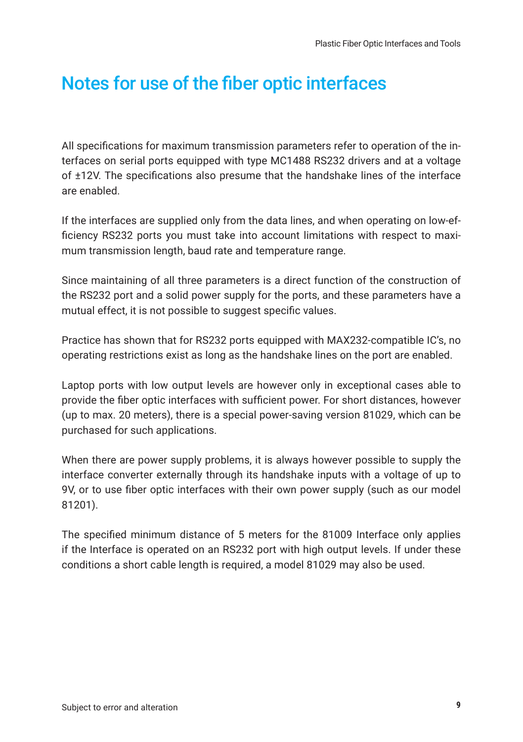# Notes for use of the fiber optic interfaces

All specifications for maximum transmission parameters refer to operation of the interfaces on serial ports equipped with type MC1488 RS232 drivers and at a voltage of ±12V. The specifications also presume that the handshake lines of the interface are enabled.

If the interfaces are supplied only from the data lines, and when operating on low-efficiency RS232 ports you must take into account limitations with respect to maximum transmission length, baud rate and temperature range.

Since maintaining of all three parameters is a direct function of the construction of the RS232 port and a solid power supply for the ports, and these parameters have a mutual effect, it is not possible to suggest specific values.

Practice has shown that for RS232 ports equipped with MAX232-compatible IC's, no operating restrictions exist as long as the handshake lines on the port are enabled.

Laptop ports with low output levels are however only in exceptional cases able to provide the fiber optic interfaces with sufficient power. For short distances, however (up to max. 20 meters), there is a special power-saving version 81029, which can be purchased for such applications.

When there are power supply problems, it is always however possible to supply the interface converter externally through its handshake inputs with a voltage of up to 9V, or to use fiber optic interfaces with their own power supply (such as our model 81201).

The specified minimum distance of 5 meters for the 81009 Interface only applies if the Interface is operated on an RS232 port with high output levels. If under these conditions a short cable length is required, a model 81029 may also be used.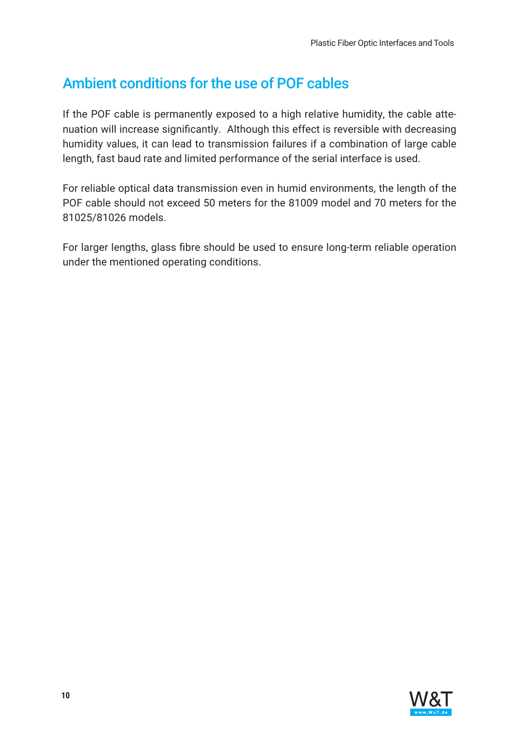## Ambient conditions for the use of POF cables

If the POF cable is permanently exposed to a high relative humidity, the cable attenuation will increase significantly.  Although this effect is reversible with decreasing humidity values, it can lead to transmission failures if a combination of large cable length, fast baud rate and limited performance of the serial interface is used.

For reliable optical data transmission even in humid environments, the length of the POF cable should not exceed 50 meters for the 81009 model and 70 meters for the 81025/81026 models.

For larger lengths, glass fibre should be used to ensure long-term reliable operation under the mentioned operating conditions.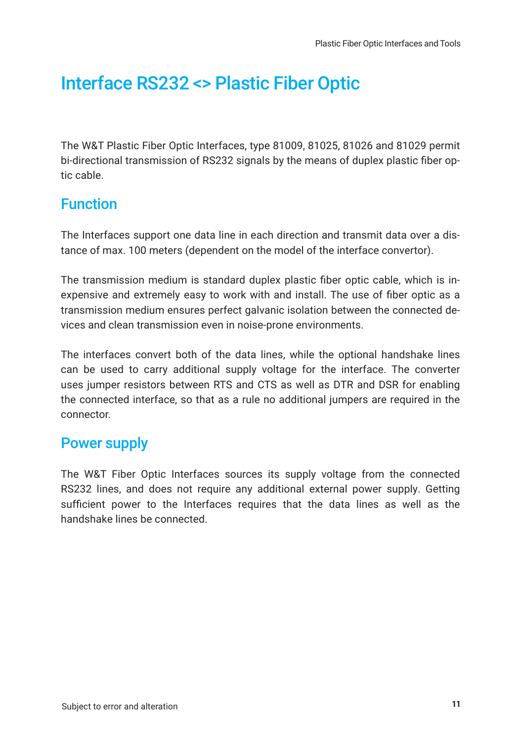# Interface RS232 <> Plastic Fiber Optic

The W&T Plastic Fiber Optic Interfaces, type 81009, 81025, 81026 and 81029 permit bi-directional transmission of RS232 signals by the means of duplex plastic fiber optic cable.

## Function

The Interfaces support one data line in each direction and transmit data over a distance of max. 100 meters (dependent on the model of the interface convertor).

The transmission medium is standard duplex plastic fiber optic cable, which is inexpensive and extremely easy to work with and install. The use of fiber optic as a transmission medium ensures perfect galvanic isolation between the connected devices and clean transmission even in noise-prone environments.

The interfaces convert both of the data lines, while the optional handshake lines can be used to carry additional supply voltage for the interface. The converter uses jumper resistors between RTS and CTS as well as DTR and DSR for enabling the connected interface, so that as a rule no additional jumpers are required in the connector.

## Power supply

The W&T Fiber Optic Interfaces sources its supply voltage from the connected RS232 lines, and does not require any additional external power supply. Getting sufficient power to the Interfaces requires that the data lines as well as the handshake lines be connected.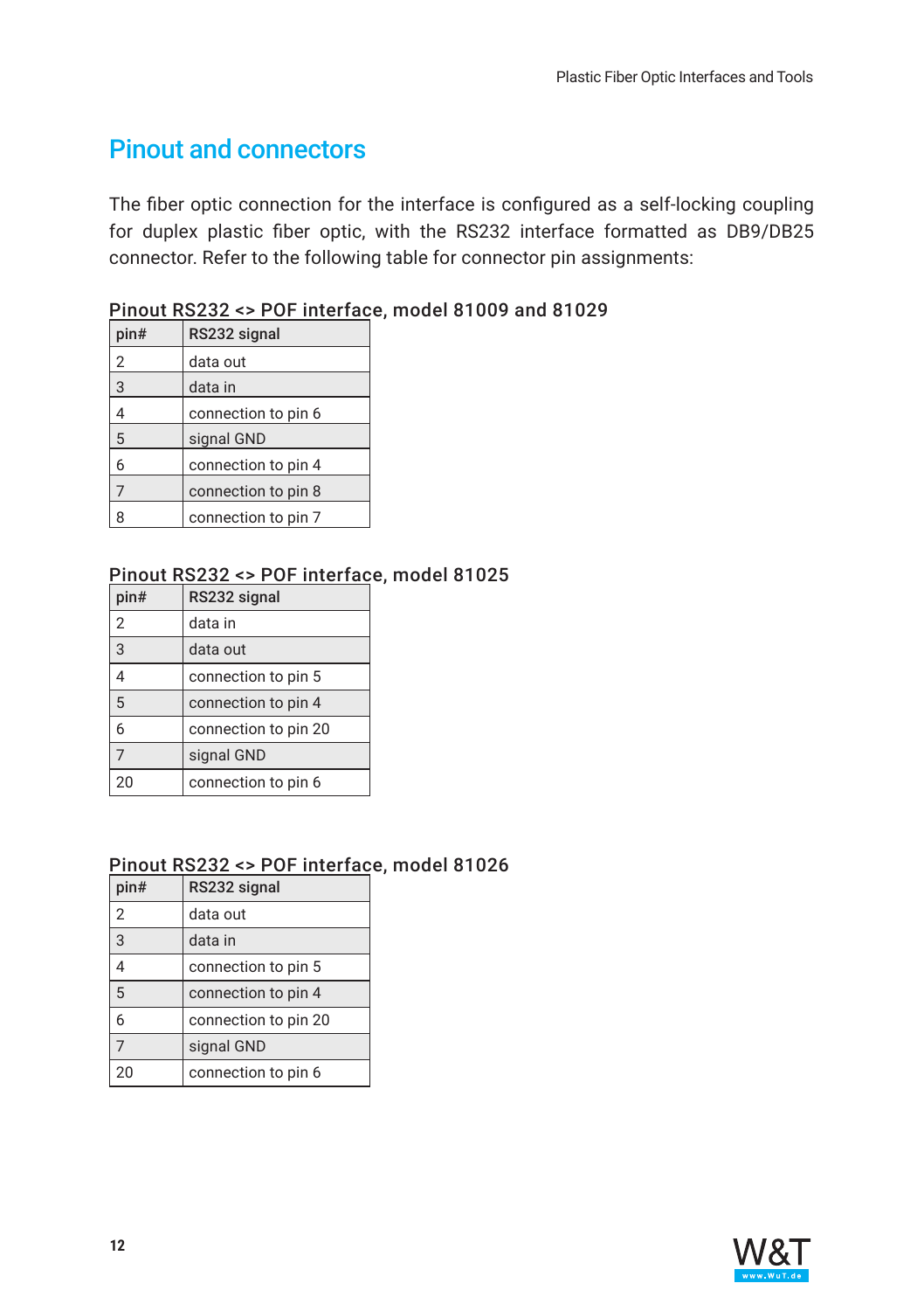# Pinout and connectors

The fiber optic connection for the interface is configured as a self-locking coupling for duplex plastic fiber optic, with the RS232 interface formatted as DB9/DB25 connector. Refer to the following table for connector pin assignments:

**Pinout RS232 <> POF interface, model 81009 and 81029**

| pin# | RS232 signal |
|---|---|
| 2 | data out |
| 3 | data in |
| 4 | connection to pin 6 |
| 5 | signal GND |
| 6 | connection to pin 4 |
| 7 | connection to pin 8 |
| 8 | connection to pin 7 |

**Pinout RS232 <> POF interface, model 81025**

| pin# | RS232 signal |
|---|---|
| 2 | data in |
| 3 | data out |
| 4 | connection to pin 5 |
| 5 | connection to pin 4 |
| 6 | connection to pin 20 |
| 7 | signal GND |
| 20 | connection to pin 6 |

**Pinout RS232 <> POF interface, model 81026**

| pin# | RS232 signal |
|---|---|
| 2 | data out |
| 3 | data in |
| 4 | connection to pin 5 |
| 5 | connection to pin 4 |
| 6 | connection to pin 20 |
| 7 | signal GND |
| 20 | connection to pin 6 |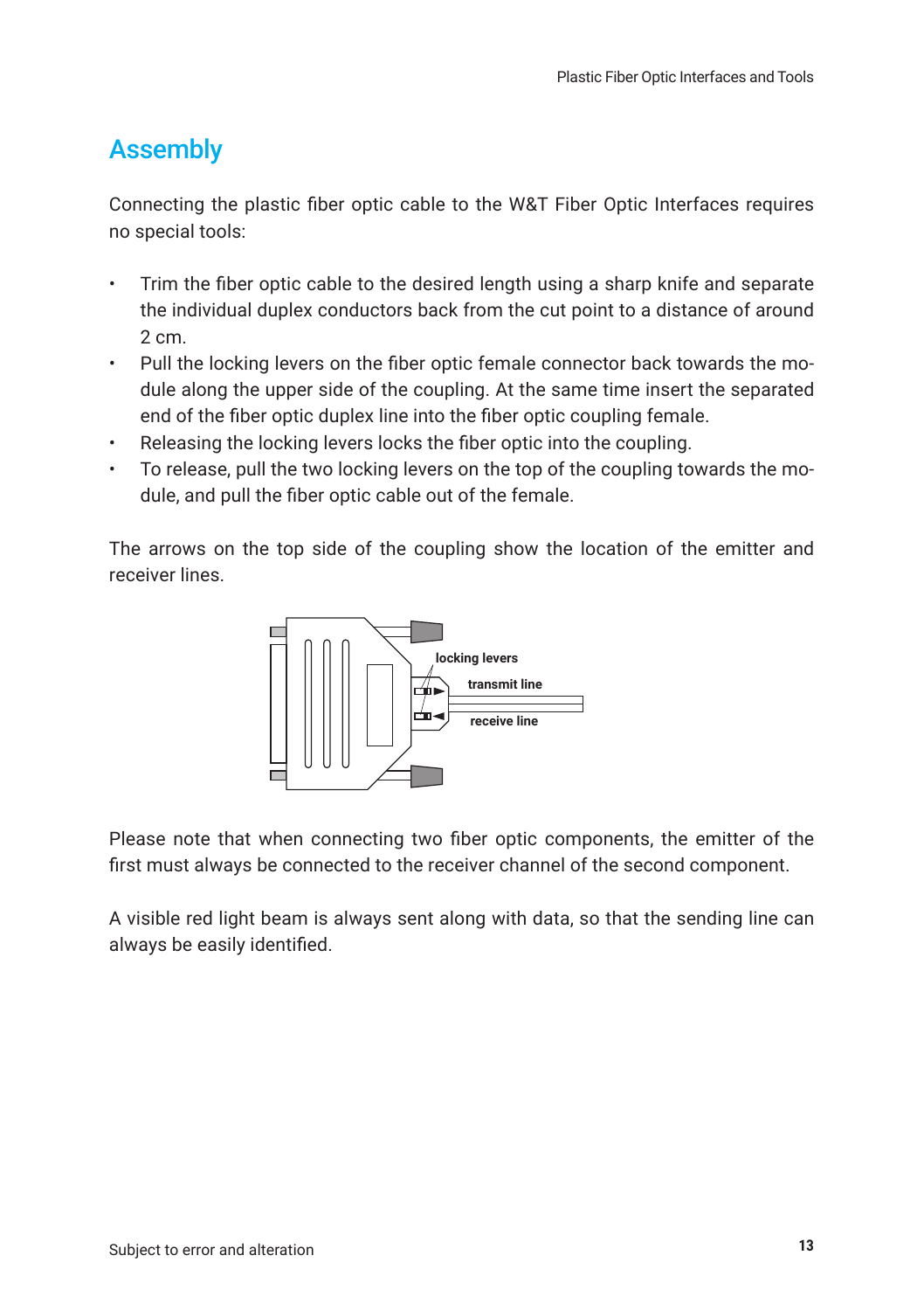## Assembly

Connecting the plastic fiber optic cable to the W&T Fiber Optic Interfaces requires no special tools:

- Trim the fiber optic cable to the desired length using a sharp knife and separate the individual duplex conductors back from the cut point to a distance of around 2 cm.
- Pull the locking levers on the fiber optic female connector back towards the module along the upper side of the coupling. At the same time insert the separated end of the fiber optic duplex line into the fiber optic coupling female.
- Releasing the locking levers locks the fiber optic into the coupling.
- To release, pull the two locking levers on the top of the coupling towards the module, and pull the fiber optic cable out of the female.

The arrows on the top side of the coupling show the location of the emitter and receiver lines.

locking levers

transmit line

receive line

Please note that when connecting two fiber optic components, the emitter of the first must always be connected to the receiver channel of the second component.

A visible red light beam is always sent along with data, so that the sending line can always be easily identified.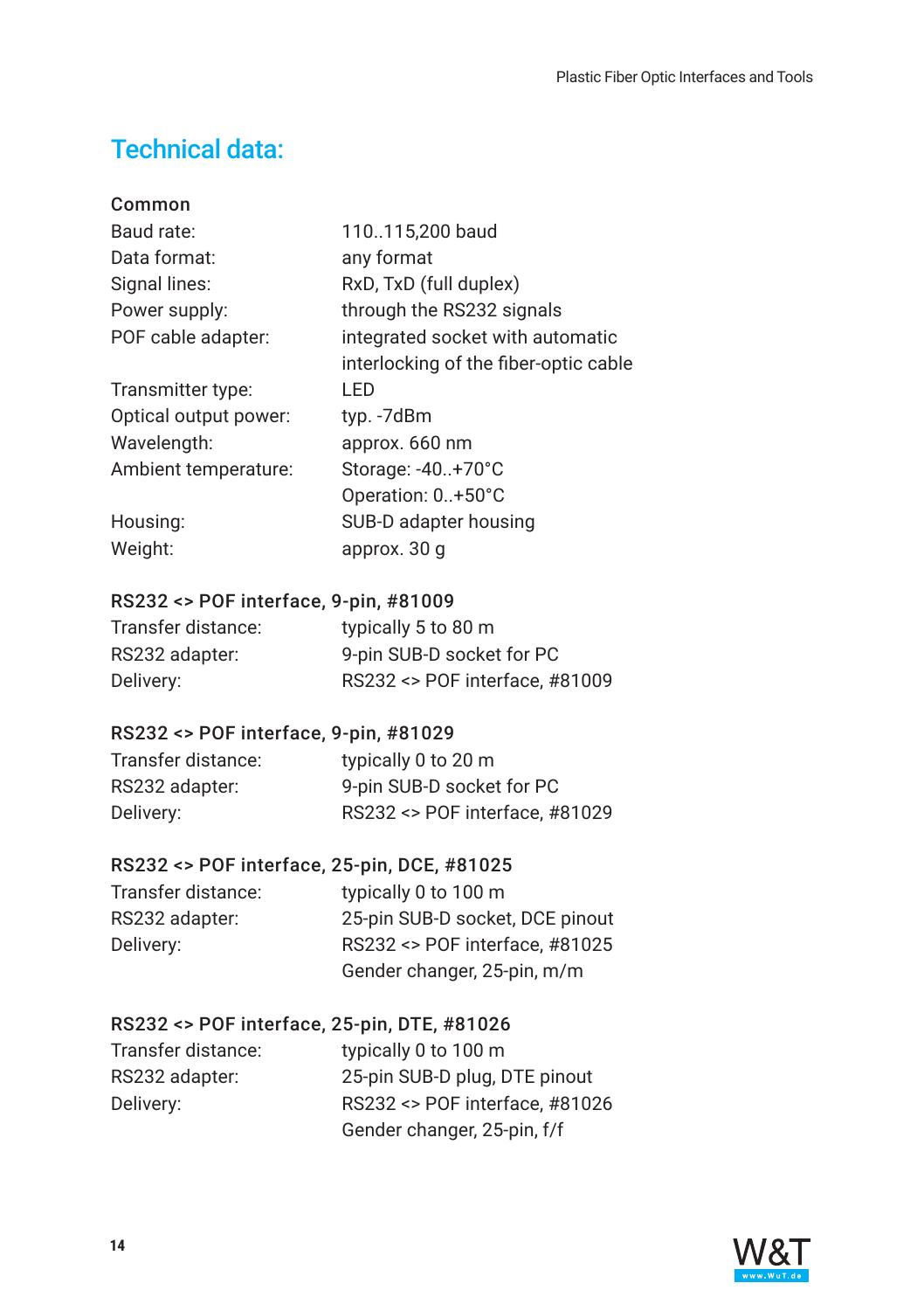# Technical data:

**Common**

| | |
|---|---|
| Baud rate: | 110..115,200 baud |
| Data format: | any format |
| Signal lines: | RxD, TxD (full duplex) |
| Power supply: | through the RS232 signals |
| POF cable adapter: | integrated socket with automatic interlocking of the fiber-optic cable |
| Transmitter type: | LED |
| Optical output power: | typ. -7dBm |
| Wavelength: | approx. 660 nm |
| Ambient temperature: | Storage: -40..+70°C<br>Operation: 0..+50°C |
| Housing: | SUB-D adapter housing |
| Weight: | approx. 30 g |

**RS232 <> POF interface, 9-pin, #81009**

| | |
|---|---|
| Transfer distance: | typically 5 to 80 m |
| RS232 adapter: | 9-pin SUB-D socket for PC |
| Delivery: | RS232 <> POF interface, #81009 |

**RS232 <> POF interface, 9-pin, #81029**

| | |
|---|---|
| Transfer distance: | typically 0 to 20 m |
| RS232 adapter: | 9-pin SUB-D socket for PC |
| Delivery: | RS232 <> POF interface, #81029 |

**RS232 <> POF interface, 25-pin, DCE, #81025**

| | |
|---|---|
| Transfer distance: | typically 0 to 100 m |
| RS232 adapter: | 25-pin SUB-D socket, DCE pinout |
| Delivery: | RS232 <> POF interface, #81025<br>Gender changer, 25-pin, m/m |

**RS232 <> POF interface, 25-pin, DTE, #81026**

| | |
|---|---|
| Transfer distance: | typically 0 to 100 m |
| RS232 adapter: | 25-pin SUB-D plug, DTE pinout |
| Delivery: | RS232 <> POF interface, #81026<br>Gender changer, 25-pin, f/f |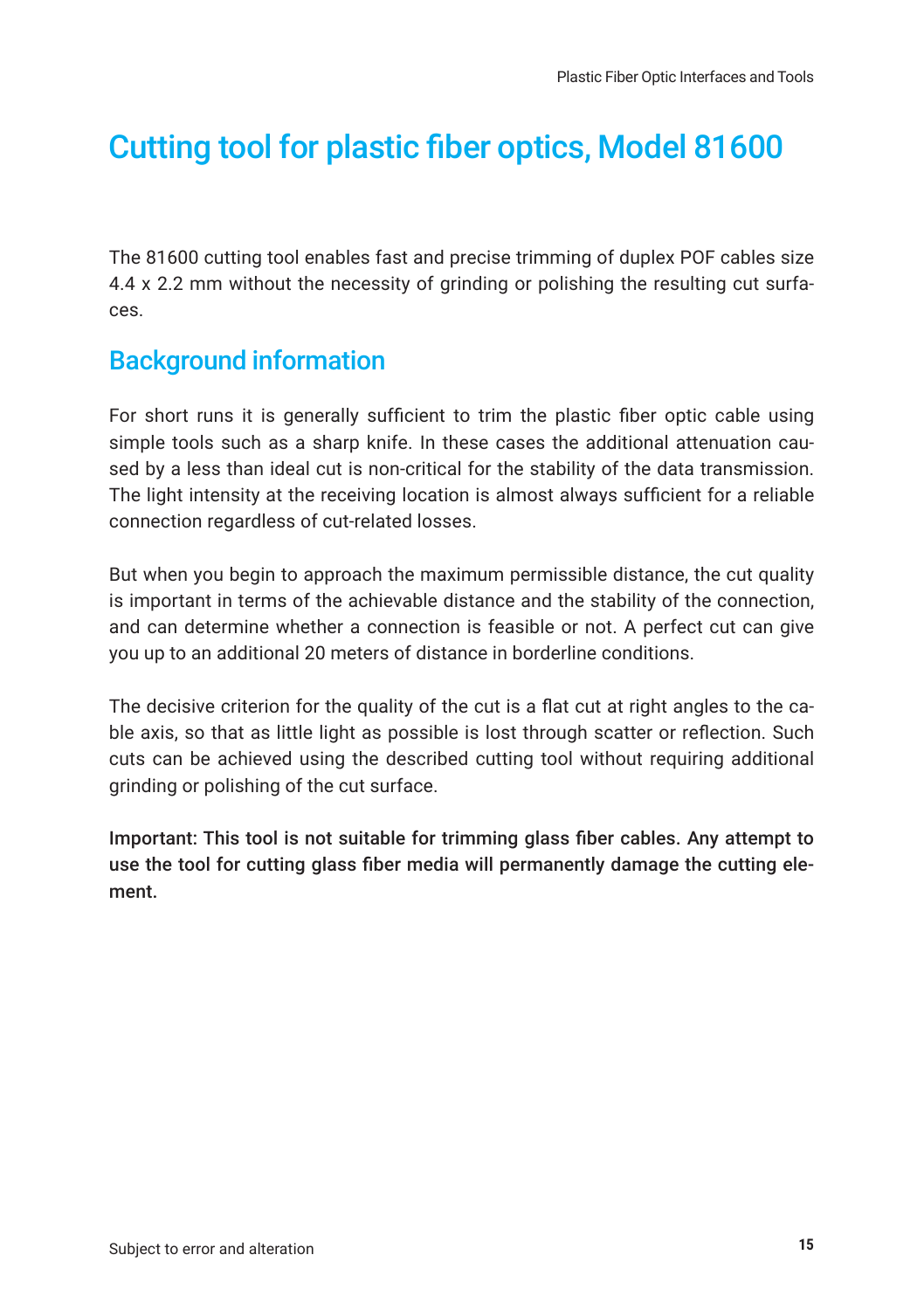# Cutting tool for plastic fiber optics, Model 81600

The 81600 cutting tool enables fast and precise trimming of duplex POF cables size 4.4 x 2.2 mm without the necessity of grinding or polishing the resulting cut surfaces.

## Background information

For short runs it is generally sufficient to trim the plastic fiber optic cable using simple tools such as a sharp knife. In these cases the additional attenuation caused by a less than ideal cut is non-critical for the stability of the data transmission. The light intensity at the receiving location is almost always sufficient for a reliable connection regardless of cut-related losses.

But when you begin to approach the maximum permissible distance, the cut quality is important in terms of the achievable distance and the stability of the connection, and can determine whether a connection is feasible or not. A perfect cut can give you up to an additional 20 meters of distance in borderline conditions.

The decisive criterion for the quality of the cut is a flat cut at right angles to the cable axis, so that as little light as possible is lost through scatter or reflection. Such cuts can be achieved using the described cutting tool without requiring additional grinding or polishing of the cut surface.

**Important: This tool is not suitable for trimming glass fiber cables. Any attempt to use the tool for cutting glass fiber media will permanently damage the cutting element.**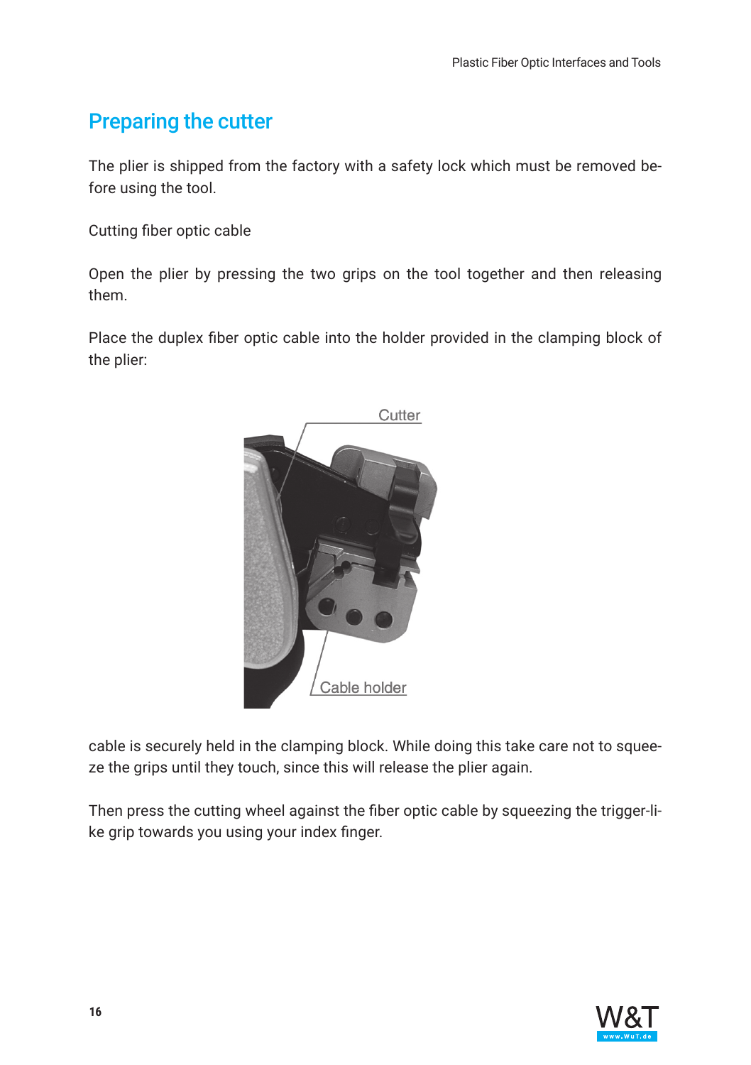## Preparing the cutter

The plier is shipped from the factory with a safety lock which must be removed before using the tool.

Cutting fiber optic cable

Open the plier by pressing the two grips on the tool together and then releasing them.

Place the duplex fiber optic cable into the holder provided in the clamping block of the plier:

Cutter

Cable holder

cable is securely held in the clamping block. While doing this take care not to squeeze the grips until they touch, since this will release the plier again.

Then press the cutting wheel against the fiber optic cable by squeezing the trigger-like grip towards you using your index finger.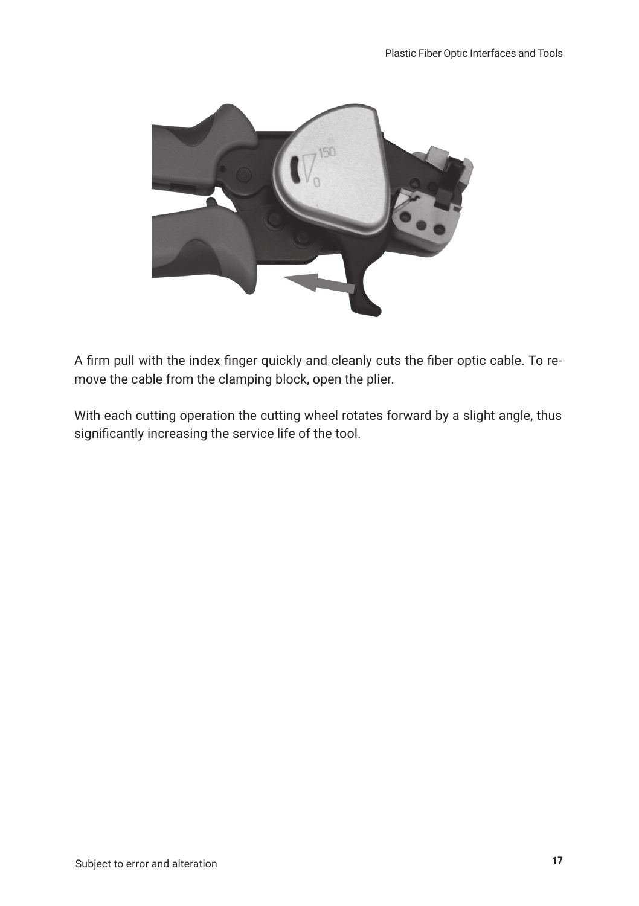A firm pull with the index finger quickly and cleanly cuts the fiber optic cable. To remove the cable from the clamping block, open the plier.

With each cutting operation the cutting wheel rotates forward by a slight angle, thus significantly increasing the service life of the tool.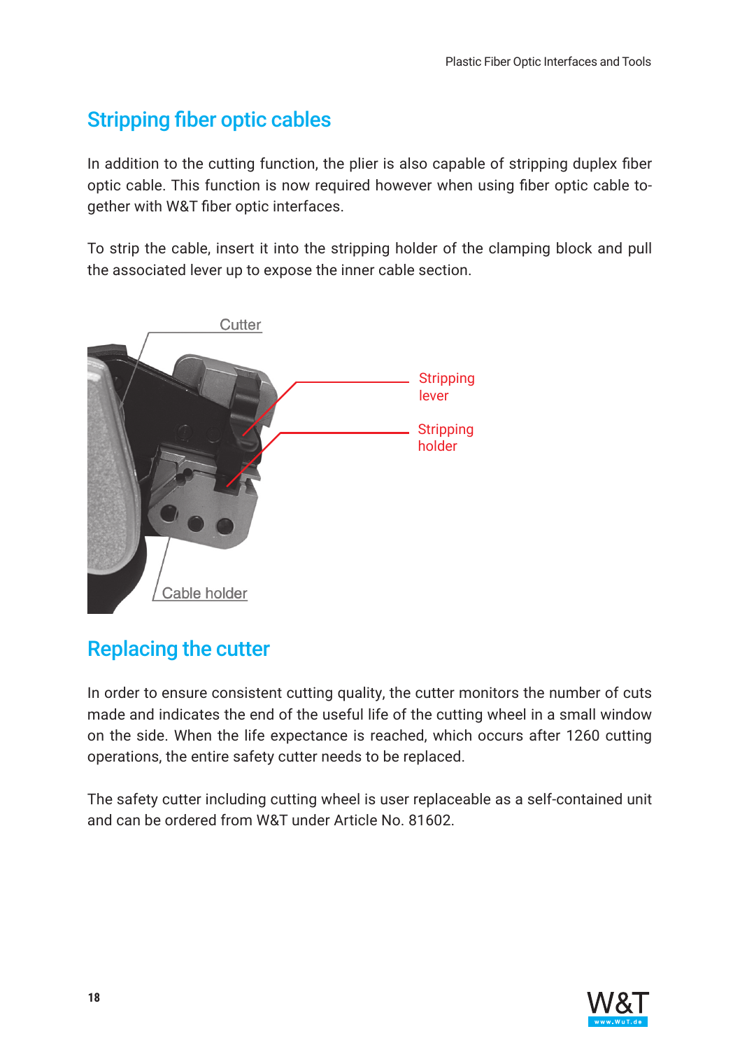## Stripping fiber optic cables

In addition to the cutting function, the plier is also capable of stripping duplex fiber optic cable. This function is now required however when using fiber optic cable together with W&T fiber optic interfaces.

To strip the cable, insert it into the stripping holder of the clamping block and pull the associated lever up to expose the inner cable section.

Cutter

Stripping lever

Stripping holder

Cable holder

## Replacing the cutter

In order to ensure consistent cutting quality, the cutter monitors the number of cuts made and indicates the end of the useful life of the cutting wheel in a small window on the side. When the life expectance is reached, which occurs after 1260 cutting operations, the entire safety cutter needs to be replaced.

The safety cutter including cutting wheel is user replaceable as a self-contained unit and can be ordered from W&T under Article No. 81602.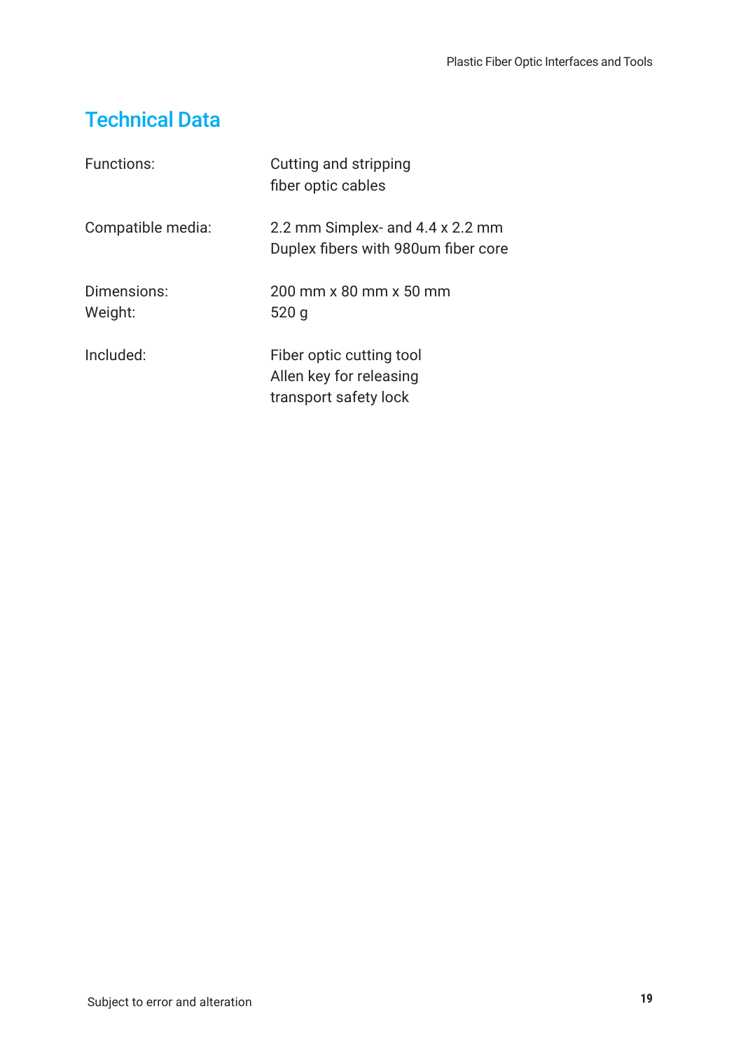## Technical Data

| | |
|---|---|
| Functions: | Cutting and stripping fiber optic cables |
| Compatible media: | 2.2 mm Simplex- and 4.4 x 2.2 mm Duplex fibers with 980um fiber core |
| Dimensions: | 200 mm x 80 mm x 50 mm |
| Weight: | 520 g |
| Included: | Fiber optic cutting tool<br>Allen key for releasing transport safety lock |

Subject to error and alteration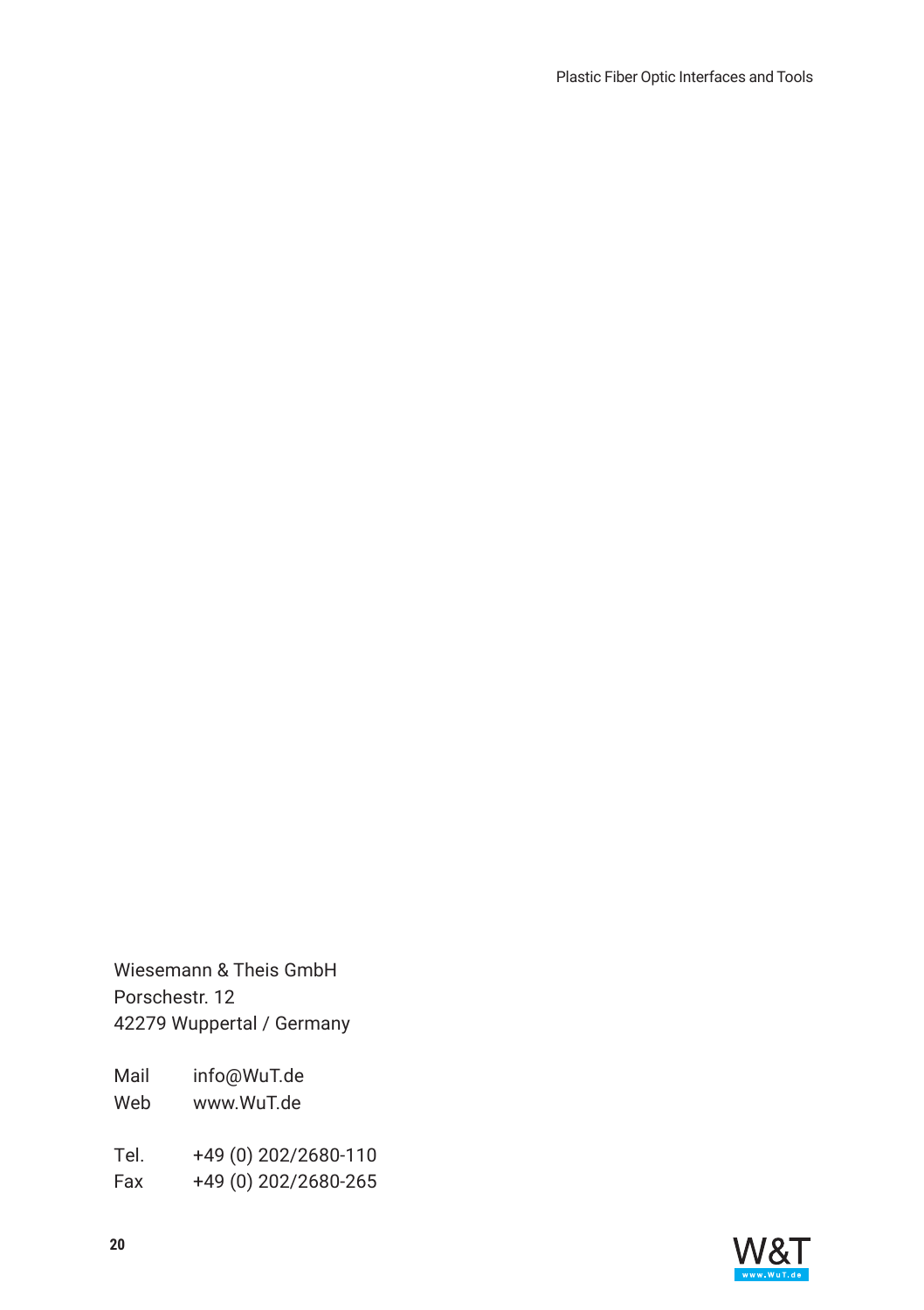Wiesemann & Theis GmbH
Porschestr. 12
42279 Wuppertal / Germany

Mail info@WuT.de
Web www.WuT.de

Tel. +49 (0) 202/2680-110
Fax +49 (0) 202/2680-265